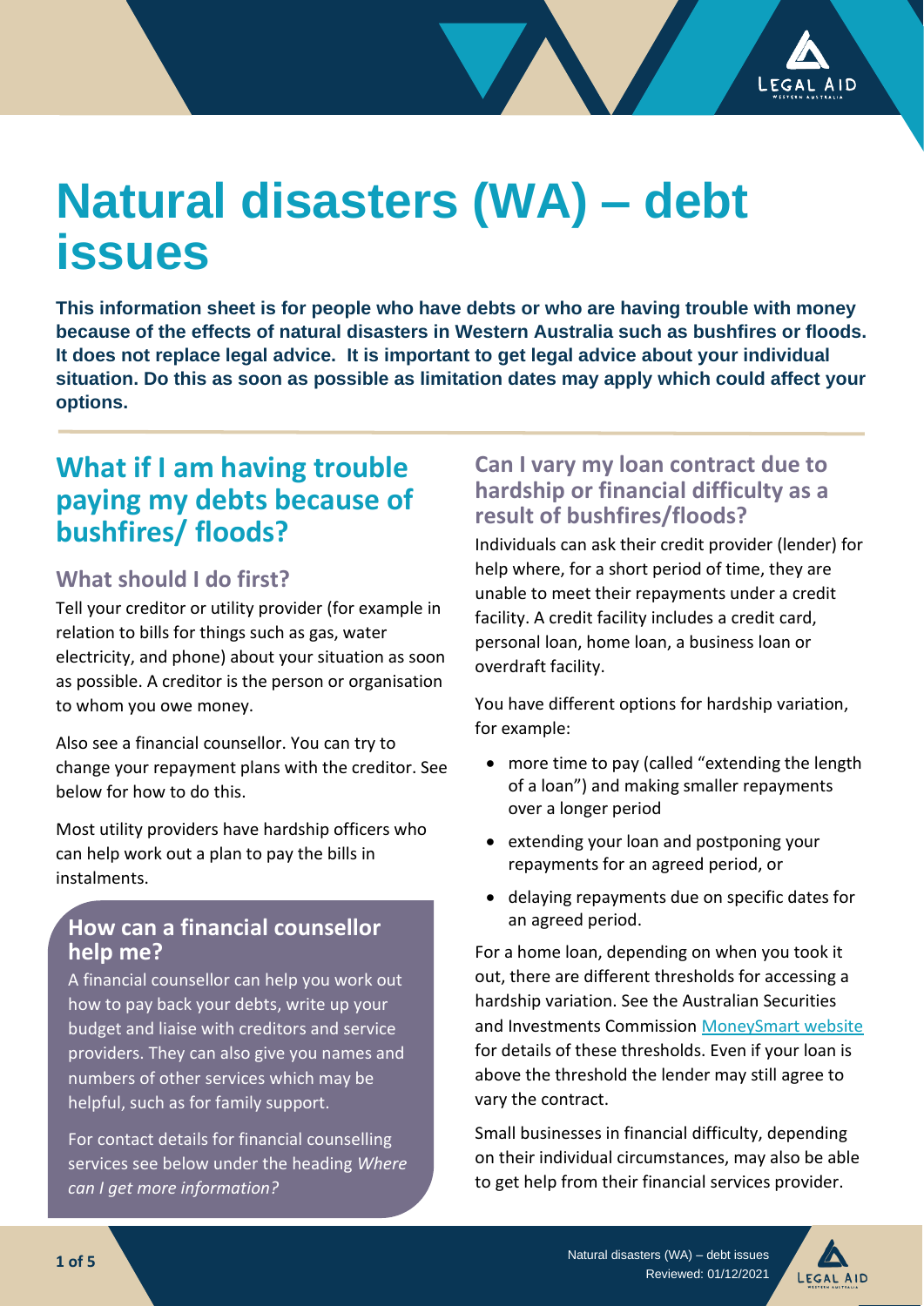# Natural disasters (WA) – debt issues

**This information sheet is for people who have debts or who are having trouble with money because of the effects of natural disasters in Western Australia such as bushfires or floods. It does not replace legal advice. It is important to get legal advice about your individual situation. Do this as soon as possible as limitation dates may apply which could affect your options.**

## What if I am having trouble paying my debts because of bushfires/ floods?

### What should I do first?

Tell your creditor or utility provider (for example in relation to bills for things such as gas, water electricity, and phone) about your situation as soon as possible. A creditor is the person or organisation to whom you owe money.

Also see a financial counsellor. You can try to change your repayment plans with the creditor. See below for how to do this.

Most utility providers have hardship officers who can help work out a plan to pay the bills in instalments.

### How can a financial counsellor help me?

A financial counsellor can help you work out how to pay back your debts, write up your budget and liaise with creditors and service providers. They can also give you names and numbers of other services which may be helpful, such as for family support.

For contact details for financial counselling services see below under the heading *Where can I get more information?*

### Can I vary my loan contract due to hardship or financial difficulty as a result of bushfires/floods?

Individuals can ask their credit provider (lender) for help where, for a short period of time, they are unable to meet their repayments under a credit facility. A credit facility includes a credit card, personal loan, home loan, a business loan or overdraft facility.

You have different options for hardship variation, for example:

- more time to pay (called "extending the length of a loan") and making smaller repayments over a longer period
- extending your loan and postponing your repayments for an agreed period, or
- delaying repayments due on specific dates for an agreed period.

For a home loan, depending on when you took it out, there are different thresholds for accessing a hardship variation. See the Australian Securities and Investments Commission MoneySmart website for details of these thresholds. Even if your loan is above the threshold the lender may still agree to vary the contract.

Small businesses in financial difficulty, depending on their individual circumstances, may also be able to get help from their financial services provider.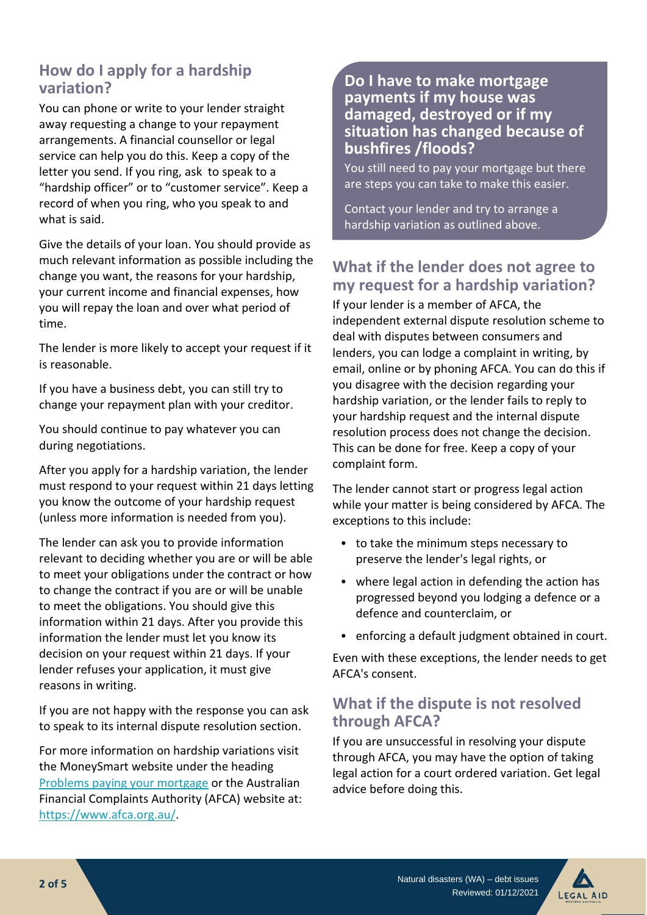## How do I apply for a hardship variation?

You can phone or write to your lender straight away requesting a change to your repayment arrangements. A financial counsellor or legal service can help you do this. Keep a copy of the letter you send. If you ring, ask to speak to a "hardship officer" or to "customer service". Keep a record of when you ring, who you speak to and what is said.

Give the details of your loan. You should provide as much relevant information as possible including the change you want, the reasons for your hardship, your current income and financial expenses, how you will repay the loan and over what period of time.

The lender is more likely to accept your request if it is reasonable.

If you have a business debt, you can still try to change your repayment plan with your creditor.

You should continue to pay whatever you can during negotiations.

After you apply for a hardship variation, the lender must respond to your request within 21 days letting you know the outcome of your hardship request (unless more information is needed from you).

The lender can ask you to provide information relevant to deciding whether you are or will be able to meet your obligations under the contract or how to change the contract if you are or will be unable to meet the obligations. You should give this information within 21 days. After you provide this information the lender must let you know its decision on your request within 21 days. If your lender refuses your application, it must give reasons in writing.

If you are not happy with the response you can ask to speak to its internal dispute resolution section.

For more information on hardship variations visit the MoneySmart website under the heading [Problems paying your mortgage](Problems paying your mortgage) or the Australian Financial Complaints Authority (AFCA) website at: https://www.afca.org.au/.

## Do I have to make mortgage payments if my house was damaged, destroyed or if my situation has changed because of bushfires /floods?

You still need to pay your mortgage but there are steps you can take to make this easier.

Contact your lender and try to arrange a hardship variation as outlined above.

## What if the lender does not agree to my request for a hardship variation?

If your lender is a member of AFCA, the independent external dispute resolution scheme to deal with disputes between consumers and lenders, you can lodge a complaint in writing, by email, online or by phoning AFCA. You can do this if you disagree with the decision regarding your hardship variation, or the lender fails to reply to your hardship request and the internal dispute resolution process does not change the decision. This can be done for free. Keep a copy of your complaint form.

The lender cannot start or progress legal action while your matter is being considered by AFCA. The exceptions to this include:

- to take the minimum steps necessary to preserve the lender's legal rights, or
- where legal action in defending the action has progressed beyond you lodging a defence or a defence and counterclaim, or
- enforcing a default judgment obtained in court.

Even with these exceptions, the lender needs to get AFCA's consent.

## What if the dispute is not resolved through AFCA?

If you are unsuccessful in resolving your dispute through AFCA, you may have the option of taking legal action for a court ordered variation. Get legal advice before doing this.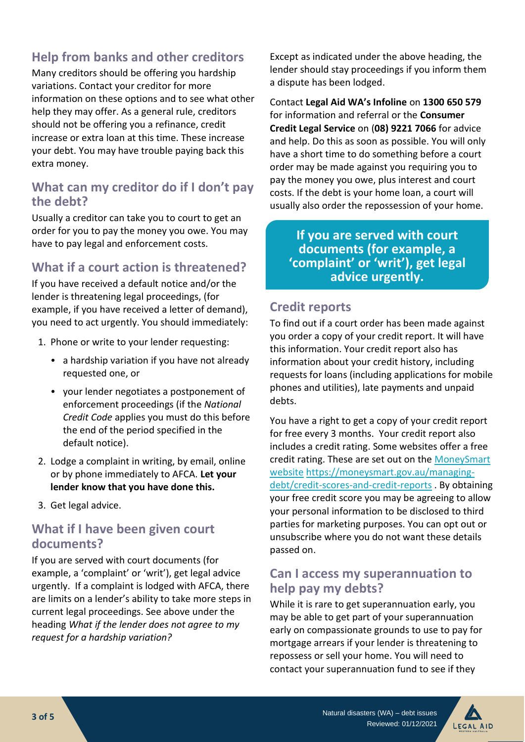## Help from banks and other creditors

Many creditors should be offering you hardship variations. Contact your creditor for more information on these options and to see what other help they may offer. As a general rule, creditors should not be offering you a refinance, credit increase or extra loan at this time. These increase your debt. You may have trouble paying back this extra money.

## What can my creditor do if I don't pay the debt?

Usually a creditor can take you to court to get an order for you to pay the money you owe. You may have to pay legal and enforcement costs.

## What if a court action is threatened?

If you have received a default notice and/or the lender is threatening legal proceedings, (for example, if you have received a letter of demand), you need to act urgently. You should immediately:

1. Phone or write to your lender requesting:
    - a hardship variation if you have not already requested one, or
    - your lender negotiates a postponement of enforcement proceedings (if the *National Credit Code* applies you must do this before the end of the period specified in the default notice).
2. Lodge a complaint in writing, by email, online or by phone immediately to AFCA. **Let your lender know that you have done this.**
3. Get legal advice.

## What if I have been given court documents?

If you are served with court documents (for example, a 'complaint' or 'writ'), get legal advice urgently. If a complaint is lodged with AFCA, there are limits on a lender's ability to take more steps in current legal proceedings. See above under the heading *What if the lender does not agree to my request for a hardship variation?*

Except as indicated under the above heading, the lender should stay proceedings if you inform them a dispute has been lodged.

Contact **Legal Aid WA's Infoline** on **1300 650 579** for information and referral or the **Consumer Credit Legal Service** on **(08) 9221 7066** for advice and help. Do this as soon as possible. You will only have a short time to do something before a court order may be made against you requiring you to pay the money you owe, plus interest and court costs. If the debt is your home loan, a court will usually also order the repossession of your home.

**If you are served with court documents (for example, a 'complaint' or 'writ'), get legal advice urgently.**

## Credit reports

To find out if a court order has been made against you order a copy of your credit report. It will have this information. Your credit report also has information about your credit history, including requests for loans (including applications for mobile phones and utilities), late payments and unpaid debts.

You have a right to get a copy of your credit report for free every 3 months. Your credit report also includes a credit rating. Some websites offer a free credit rating. These are set out on the MoneySmart website https://moneysmart.gov.au/managing-debt/credit-scores-and-credit-reports . By obtaining your free credit score you may be agreeing to allow your personal information to be disclosed to third parties for marketing purposes. You can opt out or unsubscribe where you do not want these details passed on.

## Can I access my superannuation to help pay my debts?

While it is rare to get superannuation early, you may be able to get part of your superannuation early on compassionate grounds to use to pay for mortgage arrears if your lender is threatening to repossess or sell your home. You will need to contact your superannuation fund to see if they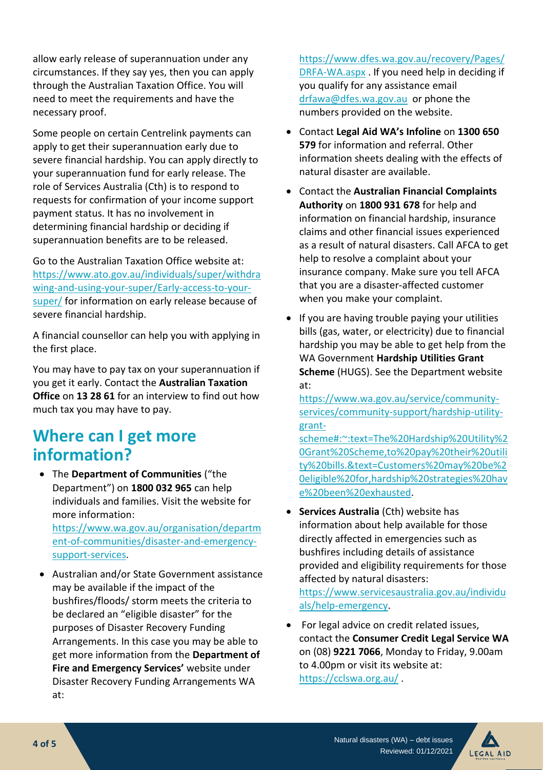allow early release of superannuation under any circumstances. If they say yes, then you can apply through the Australian Taxation Office. You will need to meet the requirements and have the necessary proof.

Some people on certain Centrelink payments can apply to get their superannuation early due to severe financial hardship. You can apply directly to your superannuation fund for early release. The role of Services Australia (Cth) is to respond to requests for confirmation of your income support payment status. It has no involvement in determining financial hardship or deciding if superannuation benefits are to be released.

Go to the Australian Taxation Office website at: https://www.ato.gov.au/individuals/super/withdrawing-and-using-your-super/Early-access-to-your-super/ for information on early release because of severe financial hardship.

A financial counsellor can help you with applying in the first place.

You may have to pay tax on your superannuation if you get it early. Contact the **Australian Taxation Office** on **13 28 61** for an interview to find out how much tax you may have to pay.

## Where can I get more information?

- The **Department of Communities** ("the Department") on **1800 032 965** can help individuals and families. Visit the website for more information: https://www.wa.gov.au/organisation/department-of-communities/disaster-and-emergency-support-services.
- Australian and/or State Government assistance may be available if the impact of the bushfires/floods/ storm meets the criteria to be declared an "eligible disaster" for the purposes of Disaster Recovery Funding Arrangements. In this case you may be able to get more information from the **Department of Fire and Emergency Services'** website under Disaster Recovery Funding Arrangements WA at: https://www.dfes.wa.gov.au/recovery/Pages/DRFA-WA.aspx . If you need help in deciding if you qualify for any assistance email drfawa@dfes.wa.gov.au or phone the numbers provided on the website.
- Contact **Legal Aid WA's Infoline** on **1300 650 579** for information and referral. Other information sheets dealing with the effects of natural disaster are available.
- Contact the **Australian Financial Complaints Authority** on **1800 931 678** for help and information on financial hardship, insurance claims and other financial issues experienced as a result of natural disasters. Call AFCA to get help to resolve a complaint about your insurance company. Make sure you tell AFCA that you are a disaster-affected customer when you make your complaint.
- If you are having trouble paying your utilities bills (gas, water, or electricity) due to financial hardship you may be able to get help from the WA Government **Hardship Utilities Grant Scheme** (HUGS). See the Department website at: https://www.wa.gov.au/service/community-services/community-support/hardship-utility-grant-scheme#:~:text=The%20Hardship%20Utility%20Grant%20Scheme,to%20pay%20their%20utility%20bills.&text=Customers%20may%20be%20eligible%20for,hardship%20strategies%20have%20been%20exhausted.
- **Services Australia** (Cth) website has information about help available for those directly affected in emergencies such as bushfires including details of assistance provided and eligibility requirements for those affected by natural disasters: https://www.servicesaustralia.gov.au/individuals/help-emergency.
- For legal advice on credit related issues, contact the **Consumer Credit Legal Service WA** on (08) **9221 7066**, Monday to Friday, 9.00am to 4.00pm or visit its website at: https://cclswa.org.au/ .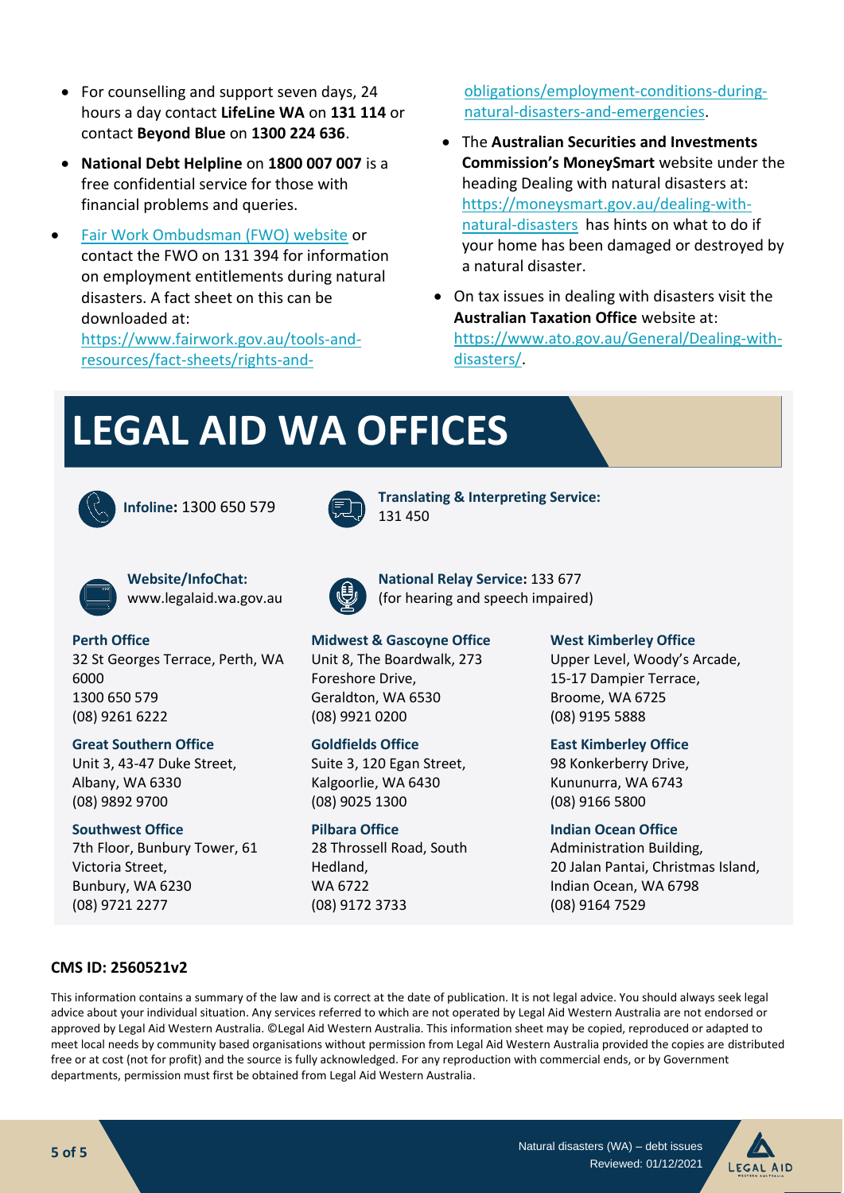- For counselling and support seven days, 24 hours a day contact **LifeLine WA** on **131 114** or contact **Beyond Blue** on **1300 224 636**.
- **National Debt Helpline** on **1800 007 007** is a free confidential service for those with financial problems and queries.
- Fair Work Ombudsman (FWO) website or contact the FWO on 131 394 for information on employment entitlements during natural disasters. A fact sheet on this can be downloaded at: https://www.fairwork.gov.au/tools-and-resources/fact-sheets/rights-and-obligations/employment-conditions-during-natural-disasters-and-emergencies.
- The **Australian Securities and Investments Commission's MoneySmart** website under the heading Dealing with natural disasters at: https://moneysmart.gov.au/dealing-with-natural-disasters has hints on what to do if your home has been damaged or destroyed by a natural disaster.
- On tax issues in dealing with disasters visit the **Australian Taxation Office** website at: https://www.ato.gov.au/General/Dealing-with-disasters/.

# LEGAL AID WA OFFICES

**Infoline:** 1300 650 579

**Translating & Interpreting Service:** 131 450

**Website/InfoChat:** www.legalaid.wa.gov.au

**National Relay Service:** 133 677 (for hearing and speech impaired)

**Perth Office**
32 St Georges Terrace, Perth, WA 6000
1300 650 579
(08) 9261 6222

**Great Southern Office**
Unit 3, 43-47 Duke Street, Albany, WA 6330
(08) 9892 9700

**Southwest Office**
7th Floor, Bunbury Tower, 61 Victoria Street, Bunbury, WA 6230
(08) 9721 2277

**Midwest & Gascoyne Office**
Unit 8, The Boardwalk, 273 Foreshore Drive, Geraldton, WA 6530
(08) 9921 0200

**Goldfields Office**
Suite 3, 120 Egan Street, Kalgoorlie, WA 6430
(08) 9025 1300

**Pilbara Office**
28 Throssell Road, South Hedland, WA 6722
(08) 9172 3733

**West Kimberley Office**
Upper Level, Woody's Arcade, 15-17 Dampier Terrace, Broome, WA 6725
(08) 9195 5888

**East Kimberley Office**
98 Konkerberry Drive, Kununurra, WA 6743
(08) 9166 5800

**Indian Ocean Office**
Administration Building, 20 Jalan Pantai, Christmas Island, Indian Ocean, WA 6798
(08) 9164 7529

**CMS ID: 2560521v2**

This information contains a summary of the law and is correct at the date of publication. It is not legal advice. You should always seek legal advice about your individual situation. Any services referred to which are not operated by Legal Aid Western Australia are not endorsed or approved by Legal Aid Western Australia. ©Legal Aid Western Australia. This information sheet may be copied, reproduced or adapted to meet local needs by community based organisations without permission from Legal Aid Western Australia provided the copies are distributed free or at cost (not for profit) and the source is fully acknowledged. For any reproduction with commercial ends, or by Government departments, permission must first be obtained from Legal Aid Western Australia.